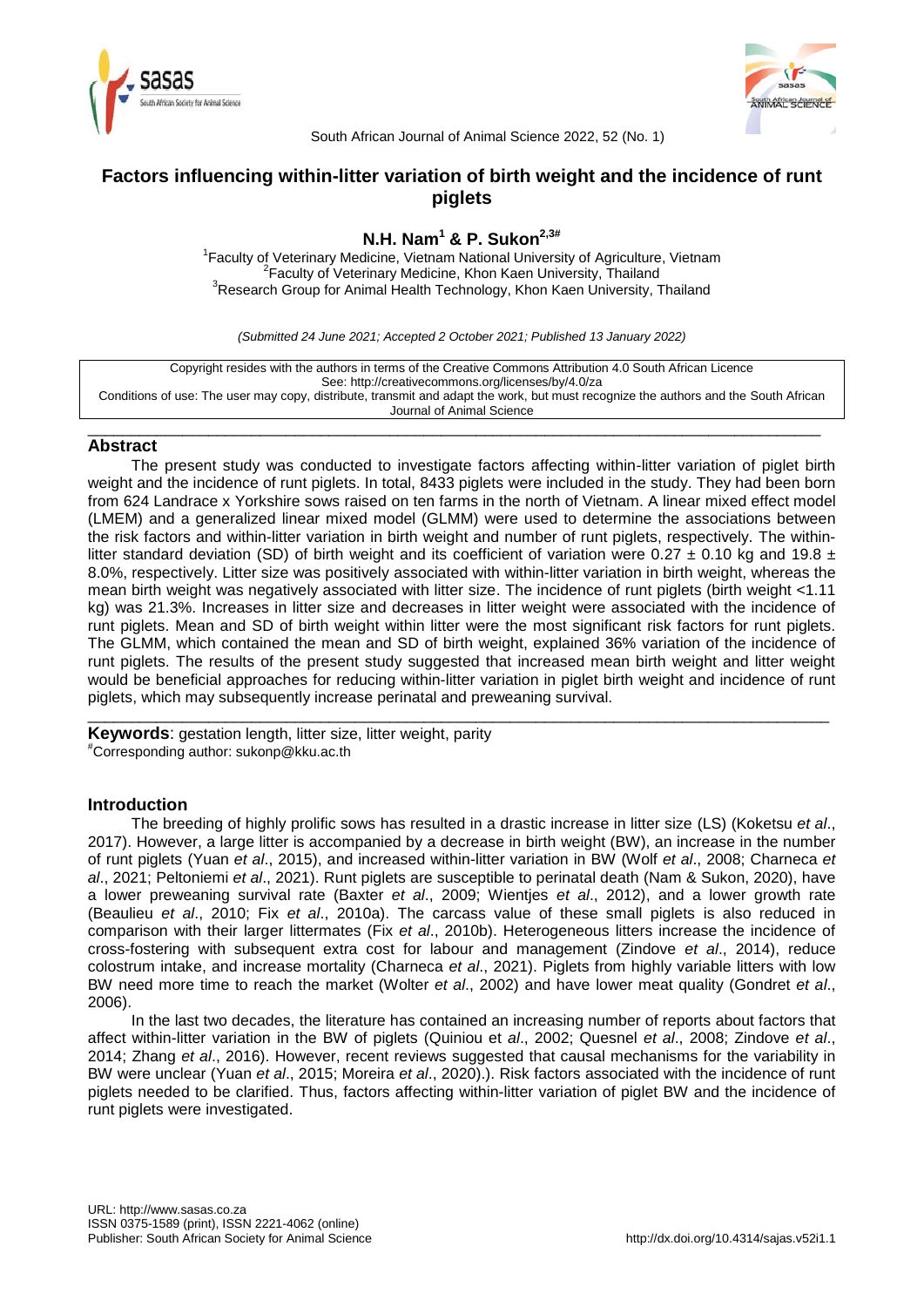# Factors influencing within-litter variation of birth weight and the incidence of runt piglets

**N.H. Nam[1] & P. Sukon[2,3#]**

[1]Faculty of Veterinary Medicine, Vietnam National University of Agriculture, Vietnam
[2]Faculty of Veterinary Medicine, Khon Kaen University, Thailand
[3]Research Group for Animal Health Technology, Khon Kaen University, Thailand

*(Submitted 24 June 2021; Accepted 2 October 2021; Published 13 January 2022)*

Copyright resides with the authors in terms of the Creative Commons Attribution 4.0 South African Licence
See: http://creativecommons.org/licenses/by/4.0/za
Conditions of use: The user may copy, distribute, transmit and adapt the work, but must recognize the authors and the South African Journal of Animal Science

## Abstract

The present study was conducted to investigate factors affecting within-litter variation of piglet birth weight and the incidence of runt piglets. In total, 8433 piglets were included in the study. They had been born from 624 Landrace x Yorkshire sows raised on ten farms in the north of Vietnam. A linear mixed effect model (LMEM) and a generalized linear mixed model (GLMM) were used to determine the associations between the risk factors and within-litter variation in birth weight and number of runt piglets, respectively. The within-litter standard deviation (SD) of birth weight and its coefficient of variation were 0.27 ± 0.10 kg and 19.8 ± 8.0%, respectively. Litter size was positively associated with within-litter variation in birth weight, whereas the mean birth weight was negatively associated with litter size. The incidence of runt piglets (birth weight <1.11 kg) was 21.3%. Increases in litter size and decreases in litter weight were associated with the incidence of runt piglets. Mean and SD of birth weight within litter were the most significant risk factors for runt piglets. The GLMM, which contained the mean and SD of birth weight, explained 36% variation of the incidence of runt piglets. The results of the present study suggested that increased mean birth weight and litter weight would be beneficial approaches for reducing within-litter variation in piglet birth weight and incidence of runt piglets, which may subsequently increase perinatal and preweaning survival.

**Keywords**: gestation length, litter size, litter weight, parity
[#]Corresponding author: sukonp@kku.ac.th

## Introduction

The breeding of highly prolific sows has resulted in a drastic increase in litter size (LS) (Koketsu *et al*., 2017). However, a large litter is accompanied by a decrease in birth weight (BW), an increase in the number of runt piglets (Yuan *et al*., 2015), and increased within-litter variation in BW (Wolf *et al*., 2008; Charneca *et al*., 2021; Peltoniemi *et al*., 2021). Runt piglets are susceptible to perinatal death (Nam & Sukon, 2020), have a lower preweaning survival rate (Baxter *et al*., 2009; Wientjes *et al*., 2012), and a lower growth rate (Beaulieu *et al*., 2010; Fix *et al*., 2010a). The carcass value of these small piglets is also reduced in comparison with their larger littermates (Fix *et al*., 2010b). Heterogeneous litters increase the incidence of cross-fostering with subsequent extra cost for labour and management (Zindove *et al*., 2014), reduce colostrum intake, and increase mortality (Charneca *et al*., 2021). Piglets from highly variable litters with low BW need more time to reach the market (Wolter *et al*., 2002) and have lower meat quality (Gondret *et al*., 2006).

In the last two decades, the literature has contained an increasing number of reports about factors that affect within-litter variation in the BW of piglets (Quiniou et *al*., 2002; Quesnel *et al*., 2008; Zindove *et al*., 2014; Zhang *et al*., 2016). However, recent reviews suggested that causal mechanisms for the variability in BW were unclear (Yuan *et al*., 2015; Moreira *et al*., 2020).). Risk factors associated with the incidence of runt piglets needed to be clarified. Thus, factors affecting within-litter variation of piglet BW and the incidence of runt piglets were investigated.

URL: http://www.sasas.co.za
ISSN 0375-1589 (print), ISSN 2221-4062 (online)
Publisher: South African Society for Animal Science

http://dx.doi.org/10.4314/sajas.v52i1.1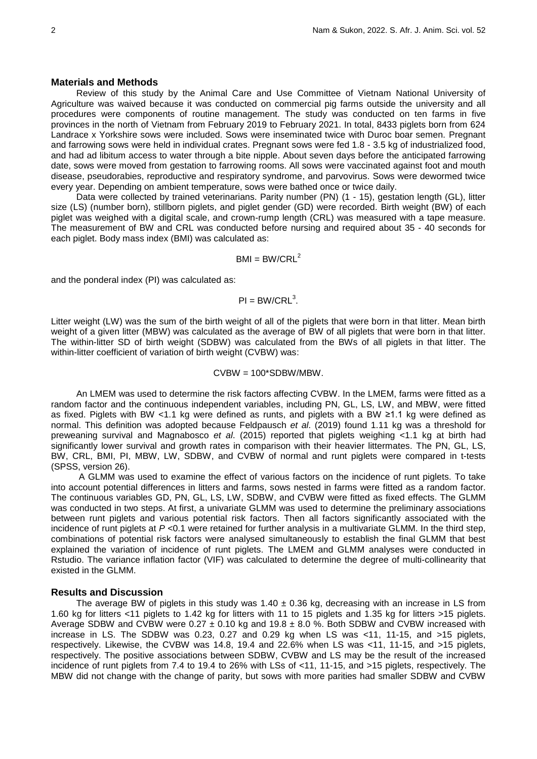## Materials and Methods

Review of this study by the Animal Care and Use Committee of Vietnam National University of Agriculture was waived because it was conducted on commercial pig farms outside the university and all procedures were components of routine management. The study was conducted on ten farms in five provinces in the north of Vietnam from February 2019 to February 2021. In total, 8433 piglets born from 624 Landrace x Yorkshire sows were included. Sows were inseminated twice with Duroc boar semen. Pregnant and farrowing sows were held in individual crates. Pregnant sows were fed 1.8 - 3.5 kg of industrialized food, and had ad libitum access to water through a bite nipple. About seven days before the anticipated farrowing date, sows were moved from gestation to farrowing rooms. All sows were vaccinated against foot and mouth disease, pseudorabies, reproductive and respiratory syndrome, and parvovirus. Sows were dewormed twice every year. Depending on ambient temperature, sows were bathed once or twice daily.

Data were collected by trained veterinarians. Parity number (PN) (1 - 15), gestation length (GL), litter size (LS) (number born), stillborn piglets, and piglet gender (GD) were recorded. Birth weight (BW) of each piglet was weighed with a digital scale, and crown-rump length (CRL) was measured with a tape measure. The measurement of BW and CRL was conducted before nursing and required about 35 - 40 seconds for each piglet. Body mass index (BMI) was calculated as:

$$BMI = BW/CRL^2$$

and the ponderal index (PI) was calculated as:

$$PI = BW/CRL^3.$$

Litter weight (LW) was the sum of the birth weight of all of the piglets that were born in that litter. Mean birth weight of a given litter (MBW) was calculated as the average of BW of all piglets that were born in that litter. The within-litter SD of birth weight (SDBW) was calculated from the BWs of all piglets in that litter. The within-litter coefficient of variation of birth weight (CVBW) was:

$$CVBW = 100*SDBW/MBW.$$

An LMEM was used to determine the risk factors affecting CVBW. In the LMEM, farms were fitted as a random factor and the continuous independent variables, including PN, GL, LS, LW, and MBW, were fitted as fixed. Piglets with BW <1.1 kg were defined as runts, and piglets with a BW ≥1.1 kg were defined as normal. This definition was adopted because Feldpausch *et al*. (2019) found 1.11 kg was a threshold for preweaning survival and Magnabosco *et al*. (2015) reported that piglets weighing <1.1 kg at birth had significantly lower survival and growth rates in comparison with their heavier littermates. The PN, GL, LS, BW, CRL, BMI, PI, MBW, LW, SDBW, and CVBW of normal and runt piglets were compared in t-tests (SPSS, version 26).

A GLMM was used to examine the effect of various factors on the incidence of runt piglets. To take into account potential differences in litters and farms, sows nested in farms were fitted as a random factor. The continuous variables GD, PN, GL, LS, LW, SDBW, and CVBW were fitted as fixed effects. The GLMM was conducted in two steps. At first, a univariate GLMM was used to determine the preliminary associations between runt piglets and various potential risk factors. Then all factors significantly associated with the incidence of runt piglets at $P$ <0.1 were retained for further analysis in a multivariate GLMM. In the third step, combinations of potential risk factors were analysed simultaneously to establish the final GLMM that best explained the variation of incidence of runt piglets. The LMEM and GLMM analyses were conducted in Rstudio. The variance inflation factor (VIF) was calculated to determine the degree of multi-collinearity that existed in the GLMM.

## Results and Discussion

The average BW of piglets in this study was 1.40 ± 0.36 kg, decreasing with an increase in LS from 1.60 kg for litters <11 piglets to 1.42 kg for litters with 11 to 15 piglets and 1.35 kg for litters >15 piglets. Average SDBW and CVBW were 0.27 ± 0.10 kg and 19.8 ± 8.0 %. Both SDBW and CVBW increased with increase in LS. The SDBW was 0.23, 0.27 and 0.29 kg when LS was <11, 11-15, and >15 piglets, respectively. Likewise, the CVBW was 14.8, 19.4 and 22.6% when LS was <11, 11-15, and >15 piglets, respectively. The positive associations between SDBW, CVBW and LS may be the result of the increased incidence of runt piglets from 7.4 to 19.4 to 26% with LSs of <11, 11-15, and >15 piglets, respectively. The MBW did not change with the change of parity, but sows with more parities had smaller SDBW and CVBW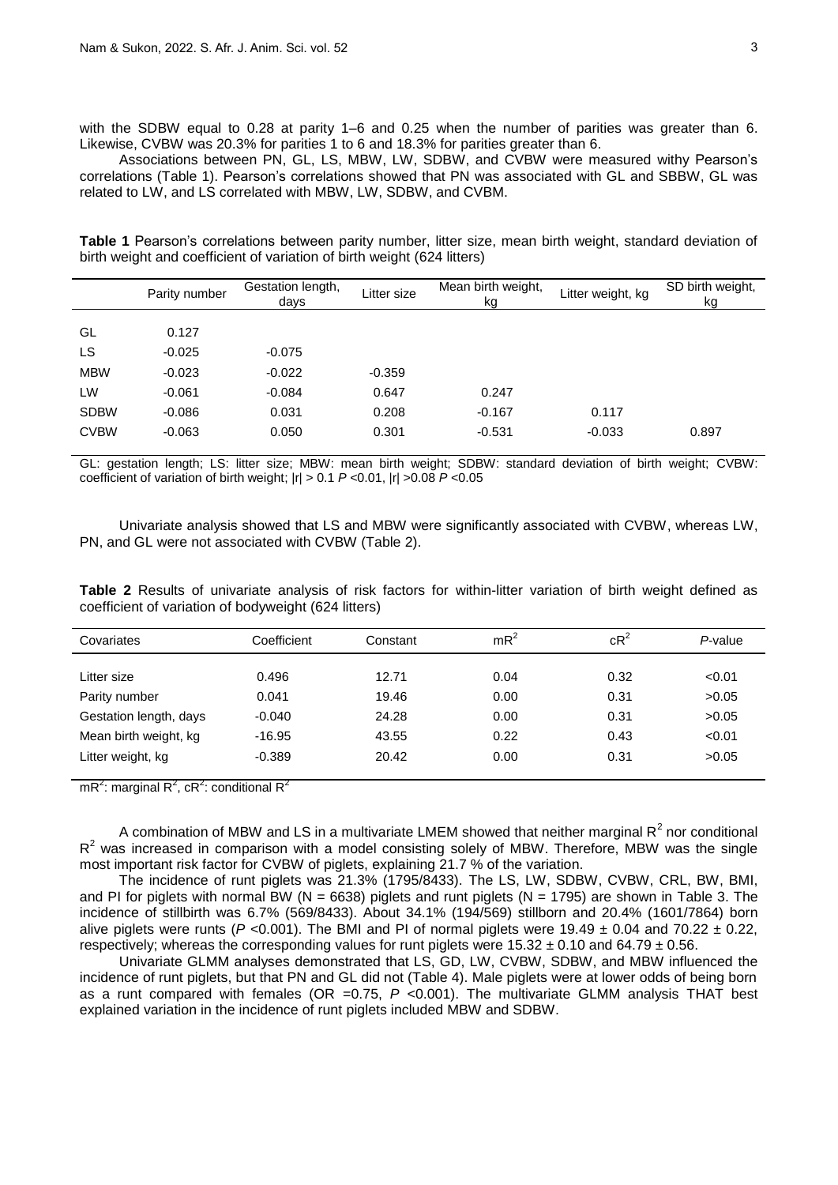with the SDBW equal to 0.28 at parity 1–6 and 0.25 when the number of parities was greater than 6. Likewise, CVBW was 20.3% for parities 1 to 6 and 18.3% for parities greater than 6.

Associations between PN, GL, LS, MBW, LW, SDBW, and CVBW were measured withy Pearson's correlations (Table 1). Pearson's correlations showed that PN was associated with GL and SBBW, GL was related to LW, and LS correlated with MBW, LW, SDBW, and CVBM.

**Table 1** Pearson's correlations between parity number, litter size, mean birth weight, standard deviation of birth weight and coefficient of variation of birth weight (624 litters)

| | Parity number | Gestation length, days | Litter size | Mean birth weight, kg | Litter weight, kg | SD birth weight, kg |
|---|---|---|---|---|---|---|
| GL | 0.127 | | | | | |
| LS | -0.025 | -0.075 | | | | |
| MBW | -0.023 | -0.022 | -0.359 | | | |
| LW | -0.061 | -0.084 | 0.647 | 0.247 | | |
| SDBW | -0.086 | 0.031 | 0.208 | -0.167 | 0.117 | |
| CVBW | -0.063 | 0.050 | 0.301 | -0.531 | -0.033 | 0.897 |

GL: gestation length; LS: litter size; MBW: mean birth weight; SDBW: standard deviation of birth weight; CVBW: coefficient of variation of birth weight; $|r| > 0.1$ $P < 0.01$, $|r| > 0.08$ $P < 0.05$

Univariate analysis showed that LS and MBW were significantly associated with CVBW, whereas LW, PN, and GL were not associated with CVBW (Table 2).

**Table 2** Results of univariate analysis of risk factors for within-litter variation of birth weight defined as coefficient of variation of bodyweight (624 litters)

| Covariates | Coefficient | Constant | $mR^2$ | $cR^2$ | *P*-value |
|---|---|---|---|---|---|
| Litter size | 0.496 | 12.71 | 0.04 | 0.32 | <0.01 |
| Parity number | 0.041 | 19.46 | 0.00 | 0.31 | >0.05 |
| Gestation length, days | -0.040 | 24.28 | 0.00 | 0.31 | >0.05 |
| Mean birth weight, kg | -16.95 | 43.55 | 0.22 | 0.43 | <0.01 |
| Litter weight, kg | -0.389 | 20.42 | 0.00 | 0.31 | >0.05 |

$mR^2$: marginal $R^2$, $cR^2$: conditional $R^2$

A combination of MBW and LS in a multivariate LMEM showed that neither marginal $R^2$ nor conditional $R^2$ was increased in comparison with a model consisting solely of MBW. Therefore, MBW was the single most important risk factor for CVBW of piglets, explaining 21.7 % of the variation.

The incidence of runt piglets was 21.3% (1795/8433). The LS, LW, SDBW, CVBW, CRL, BW, BMI, and PI for piglets with normal BW (N = 6638) piglets and runt piglets (N = 1795) are shown in Table 3. The incidence of stillbirth was 6.7% (569/8433). About 34.1% (194/569) stillborn and 20.4% (1601/7864) born alive piglets were runts ($P < 0.001$). The BMI and PI of normal piglets were $19.49 \pm 0.04$ and $70.22 \pm 0.22$, respectively; whereas the corresponding values for runt piglets were $15.32 \pm 0.10$ and $64.79 \pm 0.56$.

Univariate GLMM analyses demonstrated that LS, GD, LW, CVBW, SDBW, and MBW influenced the incidence of runt piglets, but that PN and GL did not (Table 4). Male piglets were at lower odds of being born as a runt compared with females (OR =0.75, $P < 0.001$). The multivariate GLMM analysis THAT best explained variation in the incidence of runt piglets included MBW and SDBW.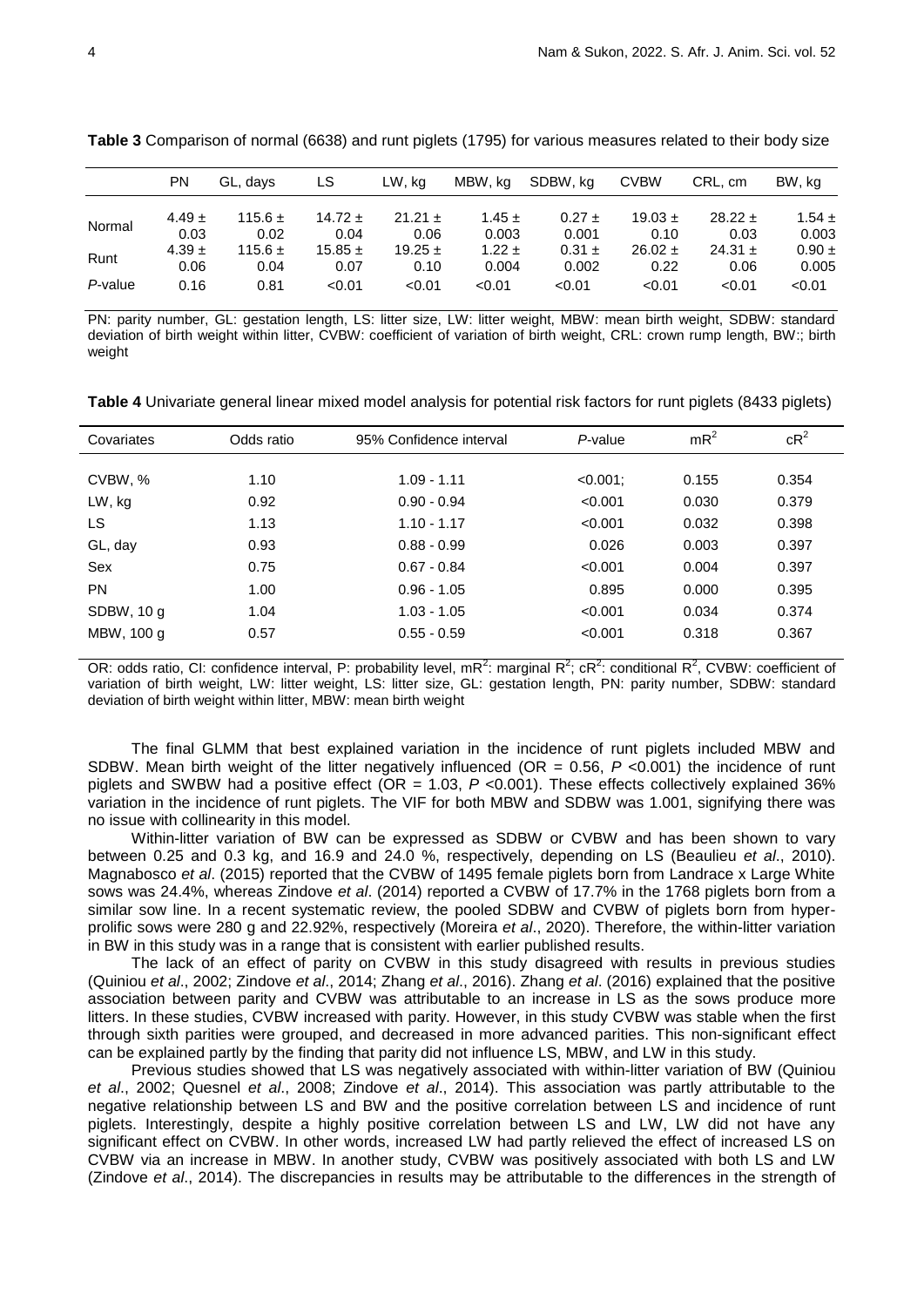**Table 3** Comparison of normal (6638) and runt piglets (1795) for various measures related to their body size

|  | PN | GL, days | LS | LW, kg | MBW, kg | SDBW, kg | CVBW | CRL, cm | BW, kg |
|---|---|---|---|---|---|---|---|---|---|
| Normal | 4.49 ± 0.03 | 115.6 ± 0.02 | 14.72 ± 0.04 | 21.21 ± 0.06 | 1.45 ± 0.003 | 0.27 ± 0.001 | 19.03 ± 0.10 | 28.22 ± 0.03 | 1.54 ± 0.003 |
| Runt | 4.39 ± 0.06 | 115.6 ± 0.04 | 15.85 ± 0.07 | 19.25 ± 0.10 | 1.22 ± 0.004 | 0.31 ± 0.002 | 26.02 ± 0.22 | 24.31 ± 0.06 | 0.90 ± 0.005 |
| *P*-value | 0.16 | 0.81 | <0.01 | <0.01 | <0.01 | <0.01 | <0.01 | <0.01 | <0.01 |

PN: parity number, GL: gestation length, LS: litter size, LW: litter weight, MBW: mean birth weight, SDBW: standard deviation of birth weight within litter, CVBW: coefficient of variation of birth weight, CRL: crown rump length, BW:; birth weight

**Table 4** Univariate general linear mixed model analysis for potential risk factors for runt piglets (8433 piglets)

| Covariates | Odds ratio | 95% Confidence interval | *P*-value | $mR^2$ | $cR^2$ |
|---|---|---|---|---|---|
| CVBW, % | 1.10 | 1.09 - 1.11 | <0.001; | 0.155 | 0.354 |
| LW, kg | 0.92 | 0.90 - 0.94 | <0.001 | 0.030 | 0.379 |
| LS | 1.13 | 1.10 - 1.17 | <0.001 | 0.032 | 0.398 |
| GL, day | 0.93 | 0.88 - 0.99 | 0.026 | 0.003 | 0.397 |
| Sex | 0.75 | 0.67 - 0.84 | <0.001 | 0.004 | 0.397 |
| PN | 1.00 | 0.96 - 1.05 | 0.895 | 0.000 | 0.395 |
| SDBW, 10 g | 1.04 | 1.03 - 1.05 | <0.001 | 0.034 | 0.374 |
| MBW, 100 g | 0.57 | 0.55 - 0.59 | <0.001 | 0.318 | 0.367 |

OR: odds ratio, CI: confidence interval, P: probability level, $mR^2$: marginal $R^2$; $cR^2$: conditional $R^2$, CVBW: coefficient of variation of birth weight, LW: litter weight, LS: litter size, GL: gestation length, PN: parity number, SDBW: standard deviation of birth weight within litter, MBW: mean birth weight

The final GLMM that best explained variation in the incidence of runt piglets included MBW and SDBW. Mean birth weight of the litter negatively influenced (OR = 0.56, $P$ <0.001) the incidence of runt piglets and SWBW had a positive effect (OR = 1.03, $P$ <0.001). These effects collectively explained 36% variation in the incidence of runt piglets. The VIF for both MBW and SDBW was 1.001, signifying there was no issue with collinearity in this model.

Within-litter variation of BW can be expressed as SDBW or CVBW and has been shown to vary between 0.25 and 0.3 kg, and 16.9 and 24.0 %, respectively, depending on LS (Beaulieu *et al*., 2010). Magnabosco *et al*. (2015) reported that the CVBW of 1495 female piglets born from Landrace x Large White sows was 24.4%, whereas Zindove *et al*. (2014) reported a CVBW of 17.7% in the 1768 piglets born from a similar sow line. In a recent systematic review, the pooled SDBW and CVBW of piglets born from hyper-prolific sows were 280 g and 22.92%, respectively (Moreira *et al*., 2020). Therefore, the within-litter variation in BW in this study was in a range that is consistent with earlier published results.

The lack of an effect of parity on CVBW in this study disagreed with results in previous studies (Quiniou *et al*., 2002; Zindove *et al*., 2014; Zhang *et al*., 2016). Zhang *et al*. (2016) explained that the positive association between parity and CVBW was attributable to an increase in LS as the sows produce more litters. In these studies, CVBW increased with parity. However, in this study CVBW was stable when the first through sixth parities were grouped, and decreased in more advanced parities. This non-significant effect can be explained partly by the finding that parity did not influence LS, MBW, and LW in this study.

Previous studies showed that LS was negatively associated with within-litter variation of BW (Quiniou *et al*., 2002; Quesnel *et al*., 2008; Zindove *et al*., 2014). This association was partly attributable to the negative relationship between LS and BW and the positive correlation between LS and incidence of runt piglets. Interestingly, despite a highly positive correlation between LS and LW, LW did not have any significant effect on CVBW. In other words, increased LW had partly relieved the effect of increased LS on CVBW via an increase in MBW. In another study, CVBW was positively associated with both LS and LW (Zindove *et al*., 2014). The discrepancies in results may be attributable to the differences in the strength of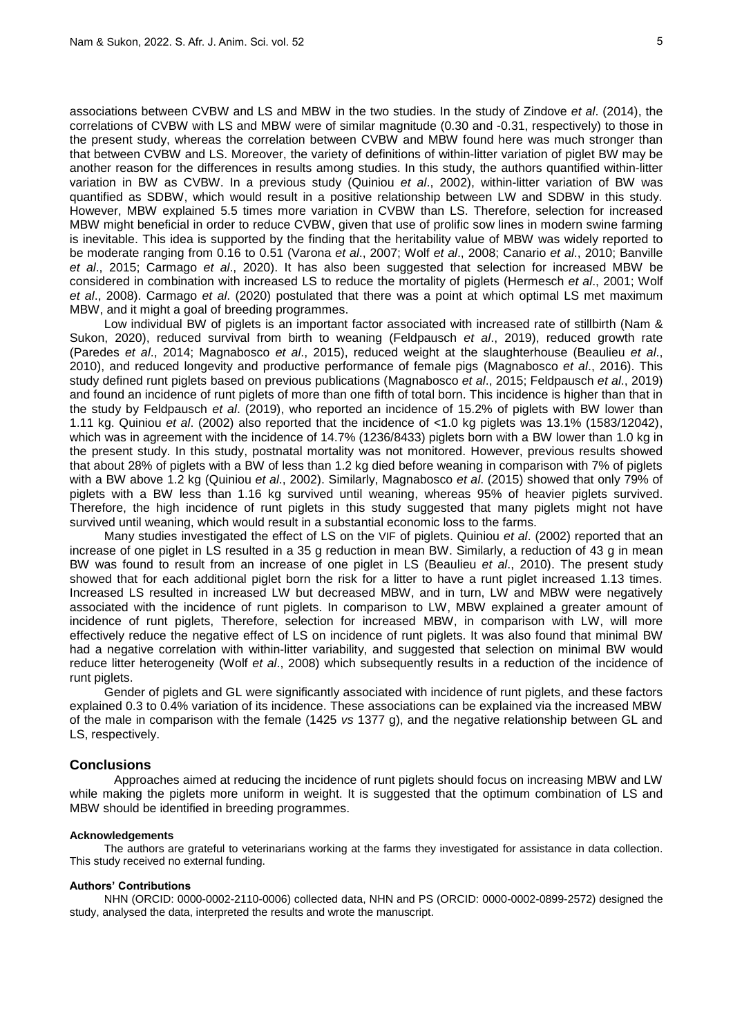associations between CVBW and LS and MBW in the two studies. In the study of Zindove *et al*. (2014), the correlations of CVBW with LS and MBW were of similar magnitude (0.30 and -0.31, respectively) to those in the present study, whereas the correlation between CVBW and MBW found here was much stronger than that between CVBW and LS. Moreover, the variety of definitions of within-litter variation of piglet BW may be another reason for the differences in results among studies. In this study, the authors quantified within-litter variation in BW as CVBW. In a previous study (Quiniou *et al*., 2002), within-litter variation of BW was quantified as SDBW, which would result in a positive relationship between LW and SDBW in this study. However, MBW explained 5.5 times more variation in CVBW than LS. Therefore, selection for increased MBW might beneficial in order to reduce CVBW, given that use of prolific sow lines in modern swine farming is inevitable. This idea is supported by the finding that the heritability value of MBW was widely reported to be moderate ranging from 0.16 to 0.51 (Varona *et al*., 2007; Wolf *et al*., 2008; Canario *et al*., 2010; Banville *et al*., 2015; Carmago *et al*., 2020). It has also been suggested that selection for increased MBW be considered in combination with increased LS to reduce the mortality of piglets (Hermesch *et al*., 2001; Wolf *et al*., 2008). Carmago *et al*. (2020) postulated that there was a point at which optimal LS met maximum MBW, and it might a goal of breeding programmes.

Low individual BW of piglets is an important factor associated with increased rate of stillbirth (Nam & Sukon, 2020), reduced survival from birth to weaning (Feldpausch *et al*., 2019), reduced growth rate (Paredes *et al*., 2014; Magnabosco *et al*., 2015), reduced weight at the slaughterhouse (Beaulieu *et al*., 2010), and reduced longevity and productive performance of female pigs (Magnabosco *et al*., 2016). This study defined runt piglets based on previous publications (Magnabosco *et al*., 2015; Feldpausch *et al*., 2019) and found an incidence of runt piglets of more than one fifth of total born. This incidence is higher than that in the study by Feldpausch *et al*. (2019), who reported an incidence of 15.2% of piglets with BW lower than 1.11 kg. Quiniou *et al*. (2002) also reported that the incidence of <1.0 kg piglets was 13.1% (1583/12042), which was in agreement with the incidence of 14.7% (1236/8433) piglets born with a BW lower than 1.0 kg in the present study. In this study, postnatal mortality was not monitored. However, previous results showed that about 28% of piglets with a BW of less than 1.2 kg died before weaning in comparison with 7% of piglets with a BW above 1.2 kg (Quiniou *et al*., 2002). Similarly, Magnabosco *et al*. (2015) showed that only 79% of piglets with a BW less than 1.16 kg survived until weaning, whereas 95% of heavier piglets survived. Therefore, the high incidence of runt piglets in this study suggested that many piglets might not have survived until weaning, which would result in a substantial economic loss to the farms.

Many studies investigated the effect of LS on the VIF of piglets. Quiniou *et al*. (2002) reported that an increase of one piglet in LS resulted in a 35 g reduction in mean BW. Similarly, a reduction of 43 g in mean BW was found to result from an increase of one piglet in LS (Beaulieu *et al*., 2010). The present study showed that for each additional piglet born the risk for a litter to have a runt piglet increased 1.13 times. Increased LS resulted in increased LW but decreased MBW, and in turn, LW and MBW were negatively associated with the incidence of runt piglets. In comparison to LW, MBW explained a greater amount of incidence of runt piglets, Therefore, selection for increased MBW, in comparison with LW, will more effectively reduce the negative effect of LS on incidence of runt piglets. It was also found that minimal BW had a negative correlation with within-litter variability, and suggested that selection on minimal BW would reduce litter heterogeneity (Wolf *et al*., 2008) which subsequently results in a reduction of the incidence of runt piglets.

Gender of piglets and GL were significantly associated with incidence of runt piglets, and these factors explained 0.3 to 0.4% variation of its incidence. These associations can be explained via the increased MBW of the male in comparison with the female (1425 *vs* 1377 g), and the negative relationship between GL and LS, respectively.

## Conclusions

Approaches aimed at reducing the incidence of runt piglets should focus on increasing MBW and LW while making the piglets more uniform in weight. It is suggested that the optimum combination of LS and MBW should be identified in breeding programmes.

#### Acknowledgements

The authors are grateful to veterinarians working at the farms they investigated for assistance in data collection. This study received no external funding.

#### Authors' Contributions

NHN (ORCID: 0000-0002-2110-0006) collected data, NHN and PS (ORCID: 0000-0002-0899-2572) designed the study, analysed the data, interpreted the results and wrote the manuscript.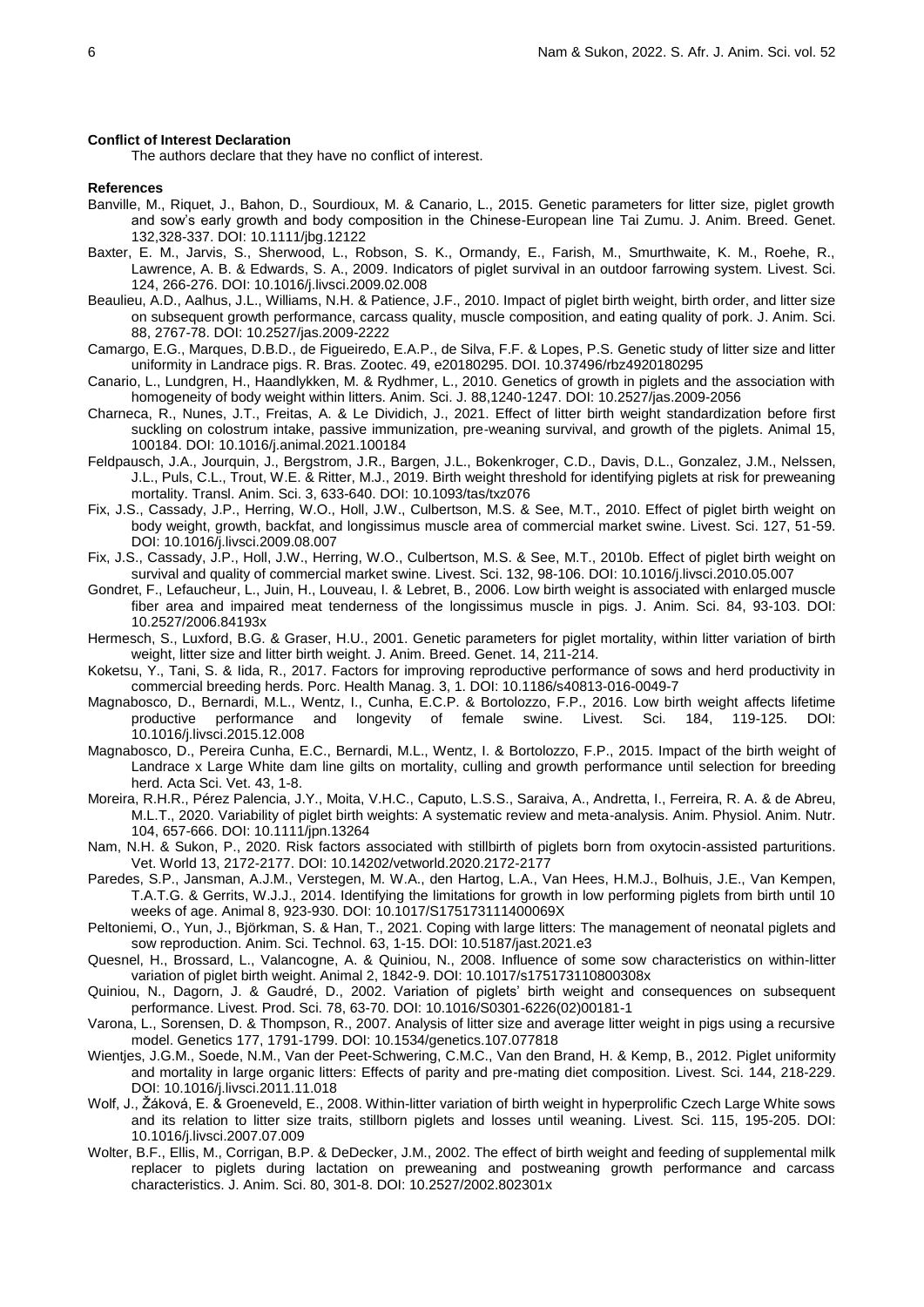**Conflict of Interest Declaration**

The authors declare that they have no conflict of interest.

**References**

Banville, M., Riquet, J., Bahon, D., Sourdioux, M. & Canario, L., 2015. Genetic parameters for litter size, piglet growth and sow's early growth and body composition in the Chinese-European line Tai Zumu. J. Anim. Breed. Genet. 132,328-337. DOI: 10.1111/jbg.12122

Baxter, E. M., Jarvis, S., Sherwood, L., Robson, S. K., Ormandy, E., Farish, M., Smurthwaite, K. M., Roehe, R., Lawrence, A. B. & Edwards, S. A., 2009. Indicators of piglet survival in an outdoor farrowing system. Livest. Sci. 124, 266-276. DOI: 10.1016/j.livsci.2009.02.008

Beaulieu, A.D., Aalhus, J.L., Williams, N.H. & Patience, J.F., 2010. Impact of piglet birth weight, birth order, and litter size on subsequent growth performance, carcass quality, muscle composition, and eating quality of pork. J. Anim. Sci. 88, 2767-78. DOI: 10.2527/jas.2009-2222

Camargo, E.G., Marques, D.B.D., de Figueiredo, E.A.P., de Silva, F.F. & Lopes, P.S. Genetic study of litter size and litter uniformity in Landrace pigs. R. Bras. Zootec. 49, e20180295. DOI. 10.37496/rbz4920180295

Canario, L., Lundgren, H., Haandlykken, M. & Rydhmer, L., 2010. Genetics of growth in piglets and the association with homogeneity of body weight within litters. Anim. Sci. J. 88,1240-1247. DOI: 10.2527/jas.2009-2056

Charneca, R., Nunes, J.T., Freitas, A. & Le Dividich, J., 2021. Effect of litter birth weight standardization before first suckling on colostrum intake, passive immunization, pre-weaning survival, and growth of the piglets. Animal 15, 100184. DOI: 10.1016/j.animal.2021.100184

Feldpausch, J.A., Jourquin, J., Bergstrom, J.R., Bargen, J.L., Bokenkroger, C.D., Davis, D.L., Gonzalez, J.M., Nelssen, J.L., Puls, C.L., Trout, W.E. & Ritter, M.J., 2019. Birth weight threshold for identifying piglets at risk for preweaning mortality. Transl. Anim. Sci. 3, 633-640. DOI: 10.1093/tas/txz076

Fix, J.S., Cassady, J.P., Herring, W.O., Holl, J.W., Culbertson, M.S. & See, M.T., 2010. Effect of piglet birth weight on body weight, growth, backfat, and longissimus muscle area of commercial market swine. Livest. Sci. 127, 51-59. DOI: 10.1016/j.livsci.2009.08.007

Fix, J.S., Cassady, J.P., Holl, J.W., Herring, W.O., Culbertson, M.S. & See, M.T., 2010b. Effect of piglet birth weight on survival and quality of commercial market swine. Livest. Sci. 132, 98-106. DOI: 10.1016/j.livsci.2010.05.007

Gondret, F., Lefaucheur, L., Juin, H., Louveau, I. & Lebret, B., 2006. Low birth weight is associated with enlarged muscle fiber area and impaired meat tenderness of the longissimus muscle in pigs. J. Anim. Sci. 84, 93-103. DOI: 10.2527/2006.84193x

Hermesch, S., Luxford, B.G. & Graser, H.U., 2001. Genetic parameters for piglet mortality, within litter variation of birth weight, litter size and litter birth weight. J. Anim. Breed. Genet. 14, 211-214.

Koketsu, Y., Tani, S. & Iida, R., 2017. Factors for improving reproductive performance of sows and herd productivity in commercial breeding herds. Porc. Health Manag. 3, 1. DOI: 10.1186/s40813-016-0049-7

Magnabosco, D., Bernardi, M.L., Wentz, I., Cunha, E.C.P. & Bortolozzo, F.P., 2016. Low birth weight affects lifetime productive performance and longevity of female swine. Livest. Sci. 184, 119-125. DOI: 10.1016/j.livsci.2015.12.008

Magnabosco, D., Pereira Cunha, E.C., Bernardi, M.L., Wentz, I. & Bortolozzo, F.P., 2015. Impact of the birth weight of Landrace x Large White dam line gilts on mortality, culling and growth performance until selection for breeding herd. Acta Sci. Vet. 43, 1-8.

Moreira, R.H.R., Pérez Palencia, J.Y., Moita, V.H.C., Caputo, L.S.S., Saraiva, A., Andretta, I., Ferreira, R. A. & de Abreu, M.L.T., 2020. Variability of piglet birth weights: A systematic review and meta-analysis. Anim. Physiol. Anim. Nutr. 104, 657-666. DOI: 10.1111/jpn.13264

Nam, N.H. & Sukon, P., 2020. Risk factors associated with stillbirth of piglets born from oxytocin-assisted parturitions. Vet. World 13, 2172-2177. DOI: 10.14202/vetworld.2020.2172-2177

Paredes, S.P., Jansman, A.J.M., Verstegen, M. W.A., den Hartog, L.A., Van Hees, H.M.J., Bolhuis, J.E., Van Kempen, T.A.T.G. & Gerrits, W.J.J., 2014. Identifying the limitations for growth in low performing piglets from birth until 10 weeks of age. Animal 8, 923-930. DOI: 10.1017/S175173111400069X

Peltoniemi, O., Yun, J., Björkman, S. & Han, T., 2021. Coping with large litters: The management of neonatal piglets and sow reproduction. Anim. Sci. Technol. 63, 1-15. DOI: 10.5187/jast.2021.e3

Quesnel, H., Brossard, L., Valancogne, A. & Quiniou, N., 2008. Influence of some sow characteristics on within-litter variation of piglet birth weight. Animal 2, 1842-9. DOI: 10.1017/s175173110800308x

Quiniou, N., Dagorn, J. & Gaudré, D., 2002. Variation of piglets' birth weight and consequences on subsequent performance. Livest. Prod. Sci. 78, 63-70. DOI: 10.1016/S0301-6226(02)00181-1

Varona, L., Sorensen, D. & Thompson, R., 2007. Analysis of litter size and average litter weight in pigs using a recursive model. Genetics 177, 1791-1799. DOI: 10.1534/genetics.107.077818

Wientjes, J.G.M., Soede, N.M., Van der Peet-Schwering, C.M.C., Van den Brand, H. & Kemp, B., 2012. Piglet uniformity and mortality in large organic litters: Effects of parity and pre-mating diet composition. Livest. Sci. 144, 218-229. DOI: 10.1016/j.livsci.2011.11.018

Wolf, J., Žáková, E. & Groeneveld, E., 2008. Within-litter variation of birth weight in hyperprolific Czech Large White sows and its relation to litter size traits, stillborn piglets and losses until weaning. Livest. Sci. 115, 195-205. DOI: 10.1016/j.livsci.2007.07.009

Wolter, B.F., Ellis, M., Corrigan, B.P. & DeDecker, J.M., 2002. The effect of birth weight and feeding of supplemental milk replacer to piglets during lactation on preweaning and postweaning growth performance and carcass characteristics. J. Anim. Sci. 80, 301-8. DOI: 10.2527/2002.802301x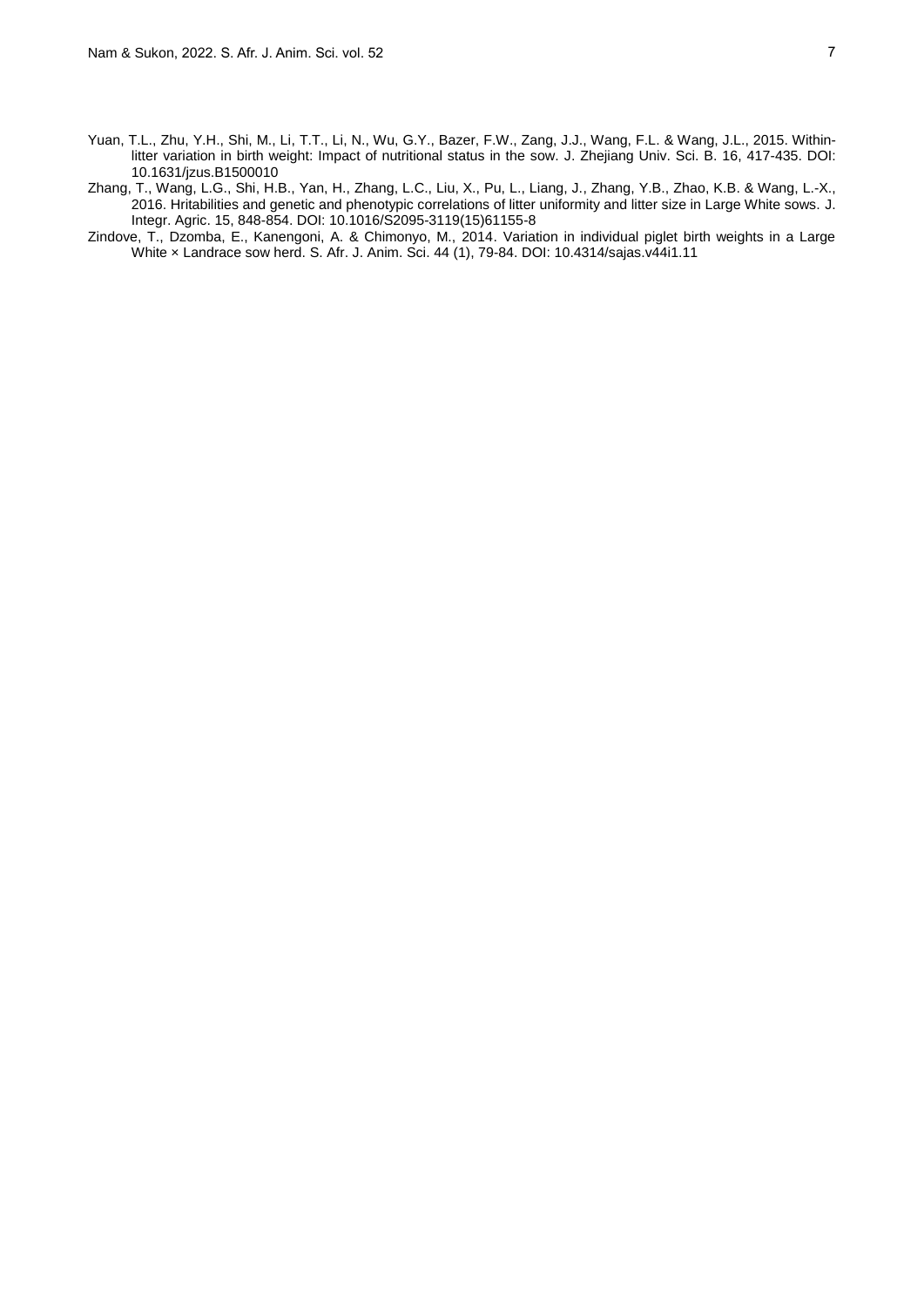Yuan, T.L., Zhu, Y.H., Shi, M., Li, T.T., Li, N., Wu, G.Y., Bazer, F.W., Zang, J.J., Wang, F.L. & Wang, J.L., 2015. Within-litter variation in birth weight: Impact of nutritional status in the sow. J. Zhejiang Univ. Sci. B. 16, 417-435. DOI: 10.1631/jzus.B1500010

Zhang, T., Wang, L.G., Shi, H.B., Yan, H., Zhang, L.C., Liu, X., Pu, L., Liang, J., Zhang, Y.B., Zhao, K.B. & Wang, L.-X., 2016. Hritabilities and genetic and phenotypic correlations of litter uniformity and litter size in Large White sows. J. Integr. Agric. 15, 848-854. DOI: 10.1016/S2095-3119(15)61155-8

Zindove, T., Dzomba, E., Kanengoni, A. & Chimonyo, M., 2014. Variation in individual piglet birth weights in a Large White × Landrace sow herd. S. Afr. J. Anim. Sci. 44 (1), 79-84. DOI: 10.4314/sajas.v44i1.11